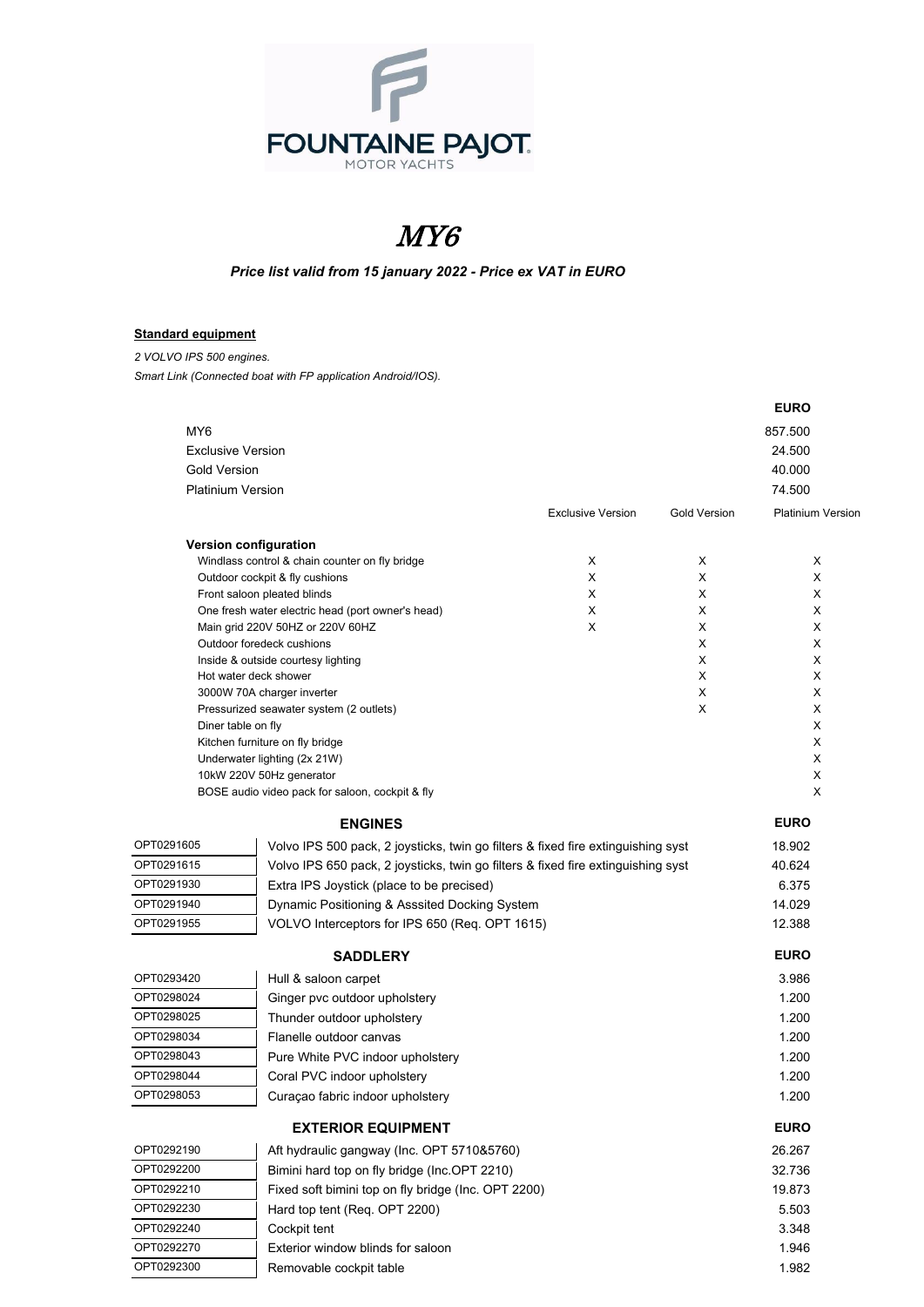FOUNTAINE PAJOT
MOTOR YACHTS

# *MY6*

***Price list valid from 15 january 2022 - Price ex VAT in EURO***

**Standard equipment**

*2 VOLVO IPS 500 engines.*

*Smart Link (Connected boat with FP application Android/IOS).*

| | EURO |
|---|---|
| MY6 | 857.500 |
| Exclusive Version | 24.500 |
| Gold Version | 40.000 |
| Platinium Version | 74.500 |

| Version configuration | Exclusive Version | Gold Version | Platinium Version |
|---|---|---|---|
| Windlass control & chain counter on fly bridge | X | X | X |
| Outdoor cockpit & fly cushions | X | X | X |
| Front saloon pleated blinds | X | X | X |
| One fresh water electric head (port owner's head) | X | X | X |
| Main grid 220V 50HZ or 220V 60HZ | X | X | X |
| Outdoor foredeck cushions | | X | X |
| Inside & outside courtesy lighting | | X | X |
| Hot water deck shower | | X | X |
| 3000W 70A charger inverter | | X | X |
| Pressurized seawater system (2 outlets) | | X | X |
| Diner table on fly | | | X |
| Kitchen furniture on fly bridge | | | X |
| Underwater lighting (2x 21W) | | | X |
| 10kW 220V 50Hz generator | | | X |
| BOSE audio video pack for saloon, cockpit & fly | | | X |

| | ENGINES | EURO |
|---|---|---|
| OPT0291605 | Volvo IPS 500 pack, 2 joysticks, twin go filters & fixed fire extinguishing syst | 18.902 |
| OPT0291615 | Volvo IPS 650 pack, 2 joysticks, twin go filters & fixed fire extinguishing syst | 40.624 |
| OPT0291930 | Extra IPS Joystick (place to be precised) | 6.375 |
| OPT0291940 | Dynamic Positioning & Asssited Docking System | 14.029 |
| OPT0291955 | VOLVO Interceptors for IPS 650 (Req. OPT 1615) | 12.388 |

| | SADDLERY | EURO |
|---|---|---|
| OPT0293420 | Hull & saloon carpet | 3.986 |
| OPT0298024 | Ginger pvc outdoor upholstery | 1.200 |
| OPT0298025 | Thunder outdoor upholstery | 1.200 |
| OPT0298034 | Flanelle outdoor canvas | 1.200 |
| OPT0298043 | Pure White PVC indoor upholstery | 1.200 |
| OPT0298044 | Coral PVC indoor upholstery | 1.200 |
| OPT0298053 | Curaçao fabric indoor upholstery | 1.200 |

| | EXTERIOR EQUIPMENT | EURO |
|---|---|---|
| OPT0292190 | Aft hydraulic gangway (Inc. OPT 5710&5760) | 26.267 |
| OPT0292200 | Bimini hard top on fly bridge (Inc.OPT 2210) | 32.736 |
| OPT0292210 | Fixed soft bimini top on fly bridge (Inc. OPT 2200) | 19.873 |
| OPT0292230 | Hard top tent (Req. OPT 2200) | 5.503 |
| OPT0292240 | Cockpit tent | 3.348 |
| OPT0292270 | Exterior window blinds for saloon | 1.946 |
| OPT0292300 | Removable cockpit table | 1.982 |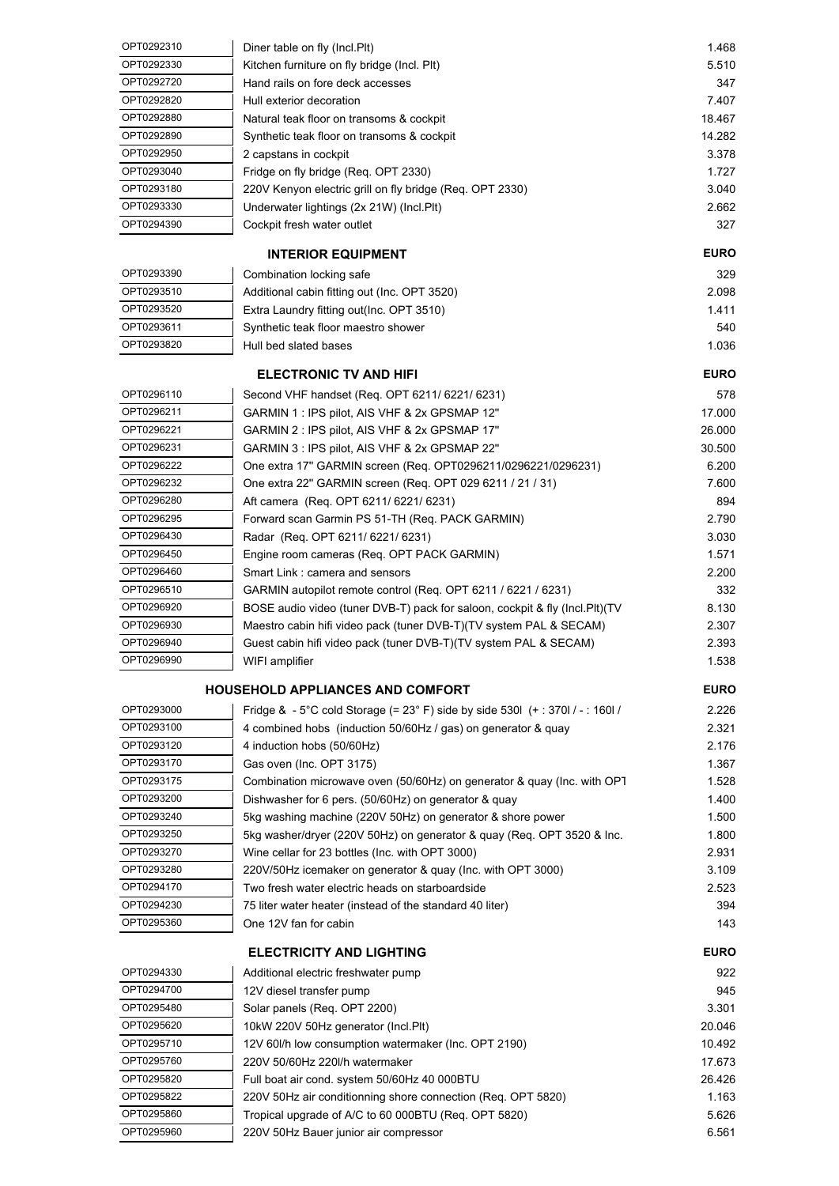| | | |
|---|---|---|
| OPT0292310 | Diner table on fly (Incl.Plt) | 1.468 |
| OPT0292330 | Kitchen furniture on fly bridge (Incl. Plt) | 5.510 |
| OPT0292720 | Hand rails on fore deck accesses | 347 |
| OPT0292820 | Hull exterior decoration | 7.407 |
| OPT0292880 | Natural teak floor on transoms & cockpit | 18.467 |
| OPT0292890 | Synthetic teak floor on transoms & cockpit | 14.282 |
| OPT0292950 | 2 capstans in cockpit | 3.378 |
| OPT0293040 | Fridge on fly bridge (Req. OPT 2330) | 1.727 |
| OPT0293180 | 220V Kenyon electric grill on fly bridge (Req. OPT 2330) | 3.040 |
| OPT0293330 | Underwater lightings (2x 21W) (Incl.Plt) | 2.662 |
| OPT0294390 | Cockpit fresh water outlet | 327 |

| | INTERIOR EQUIPMENT | EURO |
|---|---|---|
| OPT0293390 | Combination locking safe | 329 |
| OPT0293510 | Additional cabin fitting out (Inc. OPT 3520) | 2.098 |
| OPT0293520 | Extra Laundry fitting out(Inc. OPT 3510) | 1.411 |
| OPT0293611 | Synthetic teak floor maestro shower | 540 |
| OPT0293820 | Hull bed slated bases | 1.036 |

| | ELECTRONIC TV AND HIFI | EURO |
|---|---|---|
| OPT0296110 | Second VHF handset (Req. OPT 6211/ 6221/ 6231) | 578 |
| OPT0296211 | GARMIN 1 : IPS pilot, AIS VHF & 2x GPSMAP 12" | 17.000 |
| OPT0296221 | GARMIN 2 : IPS pilot, AIS VHF & 2x GPSMAP 17" | 26.000 |
| OPT0296231 | GARMIN 3 : IPS pilot, AIS VHF & 2x GPSMAP 22" | 30.500 |
| OPT0296222 | One extra 17" GARMIN screen (Req. OPT0296211/0296221/0296231) | 6.200 |
| OPT0296232 | One extra 22" GARMIN screen (Req. OPT 029 6211 / 21 / 31) | 7.600 |
| OPT0296280 | Aft camera (Req. OPT 6211/ 6221/ 6231) | 894 |
| OPT0296295 | Forward scan Garmin PS 51-TH (Req. PACK GARMIN) | 2.790 |
| OPT0296430 | Radar (Req. OPT 6211/ 6221/ 6231) | 3.030 |
| OPT0296450 | Engine room cameras (Req. OPT PACK GARMIN) | 1.571 |
| OPT0296460 | Smart Link : camera and sensors | 2.200 |
| OPT0296510 | GARMIN autopilot remote control (Req. OPT 6211 / 6221 / 6231) | 332 |
| OPT0296920 | BOSE audio video (tuner DVB-T) pack for saloon, cockpit & fly (Incl.Plt)(TV | 8.130 |
| OPT0296930 | Maestro cabin hifi video pack (tuner DVB-T)(TV system PAL & SECAM) | 2.307 |
| OPT0296940 | Guest cabin hifi video pack (tuner DVB-T)(TV system PAL & SECAM) | 2.393 |
| OPT0296990 | WIFI amplifier | 1.538 |

| | HOUSEHOLD APPLIANCES AND COMFORT | EURO |
|---|---|---|
| OPT0293000 | Fridge & - 5°C cold Storage (= 23° F) side by side 530l (+ : 370l / - : 160l / | 2.226 |
| OPT0293100 | 4 combined hobs (induction 50/60Hz / gas) on generator & quay | 2.321 |
| OPT0293120 | 4 induction hobs (50/60Hz) | 2.176 |
| OPT0293170 | Gas oven (Inc. OPT 3175) | 1.367 |
| OPT0293175 | Combination microwave oven (50/60Hz) on generator & quay (Inc. with OPT | 1.528 |
| OPT0293200 | Dishwasher for 6 pers. (50/60Hz) on generator & quay | 1.400 |
| OPT0293240 | 5kg washing machine (220V 50Hz) on generator & shore power | 1.500 |
| OPT0293250 | 5kg washer/dryer (220V 50Hz) on generator & quay (Req. OPT 3520 & Inc. | 1.800 |
| OPT0293270 | Wine cellar for 23 bottles (Inc. with OPT 3000) | 2.931 |
| OPT0293280 | 220V/50Hz icemaker on generator & quay (Inc. with OPT 3000) | 3.109 |
| OPT0294170 | Two fresh water electric heads on starboardside | 2.523 |
| OPT0294230 | 75 liter water heater (instead of the standard 40 liter) | 394 |
| OPT0295360 | One 12V fan for cabin | 143 |

| | ELECTRICITY AND LIGHTING | EURO |
|---|---|---|
| OPT0294330 | Additional electric freshwater pump | 922 |
| OPT0294700 | 12V diesel transfer pump | 945 |
| OPT0295480 | Solar panels (Req. OPT 2200) | 3.301 |
| OPT0295620 | 10kW 220V 50Hz generator (Incl.Plt) | 20.046 |
| OPT0295710 | 12V 60l/h low consumption watermaker (Inc. OPT 2190) | 10.492 |
| OPT0295760 | 220V 50/60Hz 220l/h watermaker | 17.673 |
| OPT0295820 | Full boat air cond. system 50/60Hz 40 000BTU | 26.426 |
| OPT0295822 | 220V 50Hz air conditionning shore connection (Req. OPT 5820) | 1.163 |
| OPT0295860 | Tropical upgrade of A/C to 60 000BTU (Req. OPT 5820) | 5.626 |
| OPT0295960 | 220V 50Hz Bauer junior air compressor | 6.561 |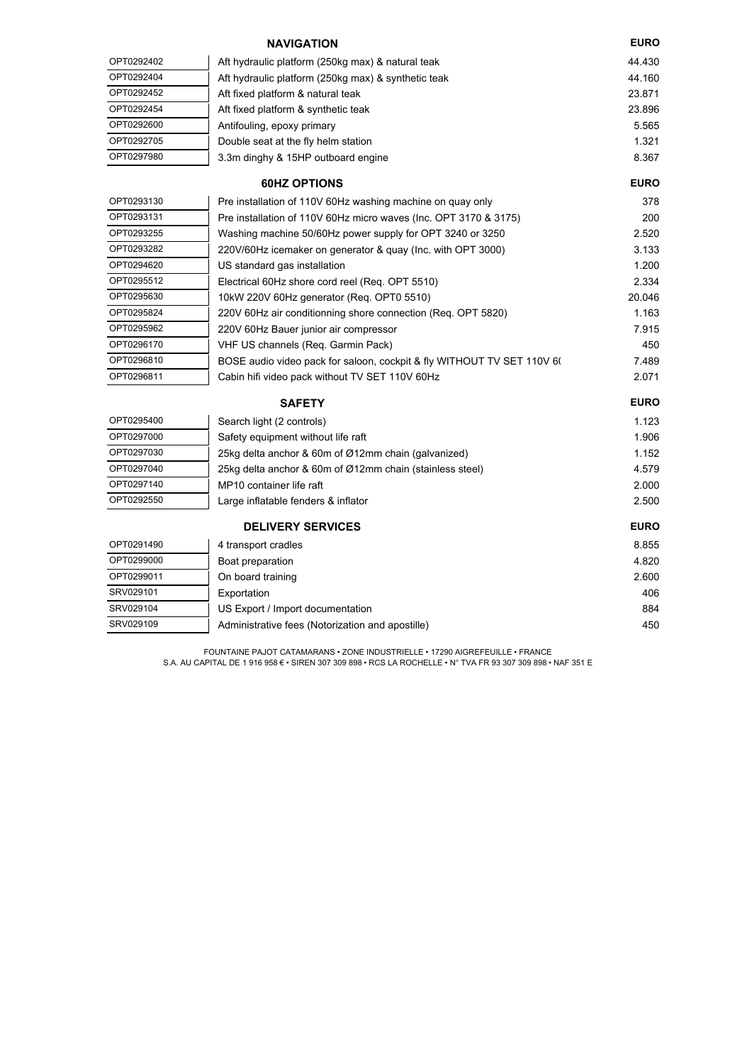| | NAVIGATION | EURO |
|---|---|---|
| OPT0292402 | Aft hydraulic platform (250kg max) & natural teak | 44.430 |
| OPT0292404 | Aft hydraulic platform (250kg max) & synthetic teak | 44.160 |
| OPT0292452 | Aft fixed platform & natural teak | 23.871 |
| OPT0292454 | Aft fixed platform & synthetic teak | 23.896 |
| OPT0292600 | Antifouling, epoxy primary | 5.565 |
| OPT0292705 | Double seat at the fly helm station | 1.321 |
| OPT0297980 | 3.3m dinghy & 15HP outboard engine | 8.367 |

| | 60HZ OPTIONS | EURO |
|---|---|---|
| OPT0293130 | Pre installation of 110V 60Hz washing machine on quay only | 378 |
| OPT0293131 | Pre installation of 110V 60Hz micro waves (Inc. OPT 3170 & 3175) | 200 |
| OPT0293255 | Washing machine 50/60Hz power supply for OPT 3240 or 3250 | 2.520 |
| OPT0293282 | 220V/60Hz icemaker on generator & quay (Inc. with OPT 3000) | 3.133 |
| OPT0294620 | US standard gas installation | 1.200 |
| OPT0295512 | Electrical 60Hz shore cord reel (Req. OPT 5510) | 2.334 |
| OPT0295630 | 10kW 220V 60Hz generator (Req. OPT0 5510) | 20.046 |
| OPT0295824 | 220V 60Hz air conditionning shore connection (Req. OPT 5820) | 1.163 |
| OPT0295962 | 220V 60Hz Bauer junior air compressor | 7.915 |
| OPT0296170 | VHF US channels (Req. Garmin Pack) | 450 |
| OPT0296810 | BOSE audio video pack for saloon, cockpit & fly WITHOUT TV SET 110V 6( | 7.489 |
| OPT0296811 | Cabin hifi video pack without TV SET 110V 60Hz | 2.071 |

| | SAFETY | EURO |
|---|---|---|
| OPT0295400 | Search light (2 controls) | 1.123 |
| OPT0297000 | Safety equipment without life raft | 1.906 |
| OPT0297030 | 25kg delta anchor & 60m of Ø12mm chain (galvanized) | 1.152 |
| OPT0297040 | 25kg delta anchor & 60m of Ø12mm chain (stainless steel) | 4.579 |
| OPT0297140 | MP10 container life raft | 2.000 |
| OPT0292550 | Large inflatable fenders & inflator | 2.500 |

| | DELIVERY SERVICES | EURO |
|---|---|---|
| OPT0291490 | 4 transport cradles | 8.855 |
| OPT0299000 | Boat preparation | 4.820 |
| OPT0299011 | On board training | 2.600 |
| SRV029101 | Exportation | 406 |
| SRV029104 | US Export / Import documentation | 884 |
| SRV029109 | Administrative fees (Notorization and apostille) | 450 |

FOUNTAINE PAJOT CATAMARANS • ZONE INDUSTRIELLE • 17290 AIGREFEUILLE • FRANCE
S.A. AU CAPITAL DE 1 916 958 € • SIREN 307 309 898 • RCS LA ROCHELLE • N° TVA FR 93 307 309 898 • NAF 351 E